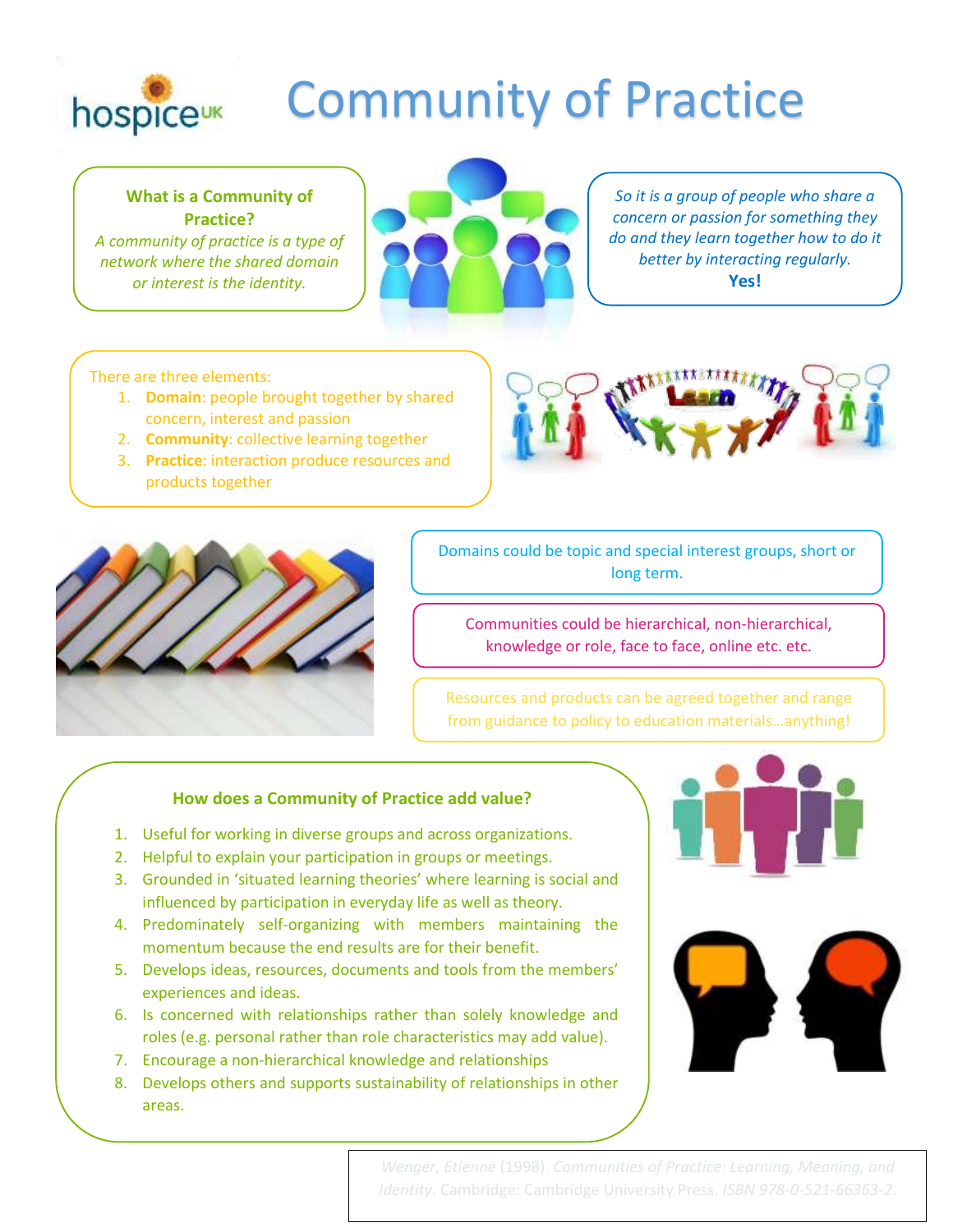# Community of Practice

**What is a Community of Practice?**

*A community of practice is a type of network where the shared domain or interest is the identity.*

*So it is a group of people who share a concern or passion for something they do and they learn together how to do it better by interacting regularly.*

**Yes!**

There are three elements:

1. **Domain**: people brought together by shared concern, interest and passion
2. **Community**: collective learning together
3. **Practice**: interaction produce resources and products together

Domains could be topic and special interest groups, short or long term.

Communities could be hierarchical, non-hierarchical, knowledge or role, face to face, online etc. etc.

Resources and products can be agreed together and range from guidance to policy to education materials…anything!

**How does a Community of Practice add value?**

1. Useful for working in diverse groups and across organizations.
2. Helpful to explain your participation in groups or meetings.
3. Grounded in 'situated learning theories' where learning is social and influenced by participation in everyday life as well as theory.
4. Predominately self-organizing with members maintaining the momentum because the end results are for their benefit.
5. Develops ideas, resources, documents and tools from the members' experiences and ideas.
6. Is concerned with relationships rather than solely knowledge and roles (e.g. personal rather than role characteristics may add value).
7. Encourage a non-hierarchical knowledge and relationships
8. Develops others and supports sustainability of relationships in other areas.

*Wenger, Etienne* (1998). *Communities of Practice: Learning, Meaning, and Identity*. Cambridge: Cambridge University Press. *ISBN 978-0-521-66363-2*.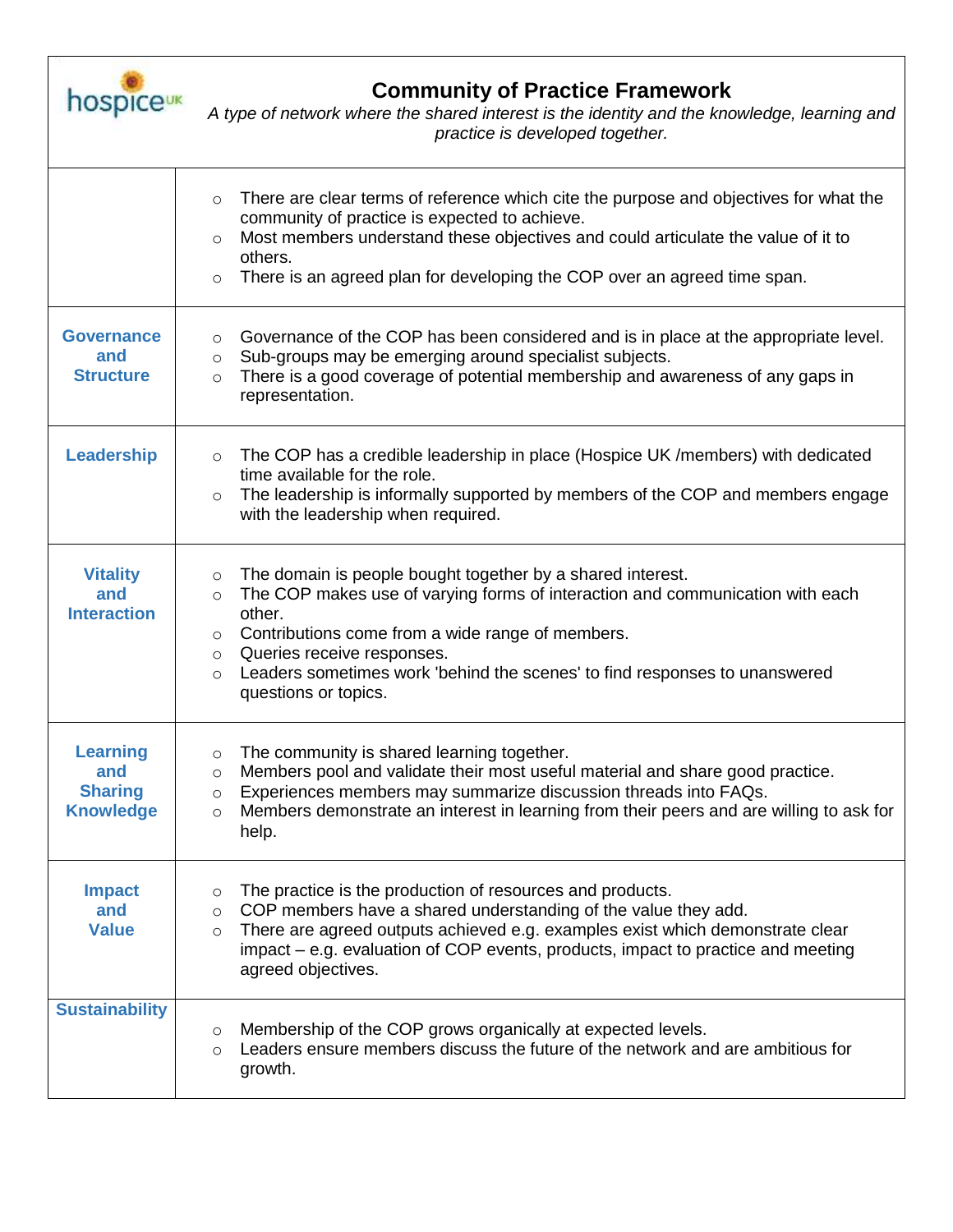# Community of Practice Framework

*A type of network where the shared interest is the identity and the knowledge, learning and practice is developed together.*

| | |
|---|---|
| | ○ There are clear terms of reference which cite the purpose and objectives for what the community of practice is expected to achieve.<br>○ Most members understand these objectives and could articulate the value of it to others.<br>○ There is an agreed plan for developing the COP over an agreed time span. |
| **Governance and Structure** | ○ Governance of the COP has been considered and is in place at the appropriate level.<br>○ Sub-groups may be emerging around specialist subjects.<br>○ There is a good coverage of potential membership and awareness of any gaps in representation. |
| **Leadership** | ○ The COP has a credible leadership in place (Hospice UK /members) with dedicated time available for the role.<br>○ The leadership is informally supported by members of the COP and members engage with the leadership when required. |
| **Vitality and Interaction** | ○ The domain is people bought together by a shared interest.<br>○ The COP makes use of varying forms of interaction and communication with each other.<br>○ Contributions come from a wide range of members.<br>○ Queries receive responses.<br>○ Leaders sometimes work 'behind the scenes' to find responses to unanswered questions or topics. |
| **Learning and Sharing Knowledge** | ○ The community is shared learning together.<br>○ Members pool and validate their most useful material and share good practice.<br>○ Experiences members may summarize discussion threads into FAQs.<br>○ Members demonstrate an interest in learning from their peers and are willing to ask for help. |
| **Impact and Value** | ○ The practice is the production of resources and products.<br>○ COP members have a shared understanding of the value they add.<br>○ There are agreed outputs achieved e.g. examples exist which demonstrate clear impact – e.g. evaluation of COP events, products, impact to practice and meeting agreed objectives. |
| **Sustainability** | ○ Membership of the COP grows organically at expected levels.<br>○ Leaders ensure members discuss the future of the network and are ambitious for growth. |